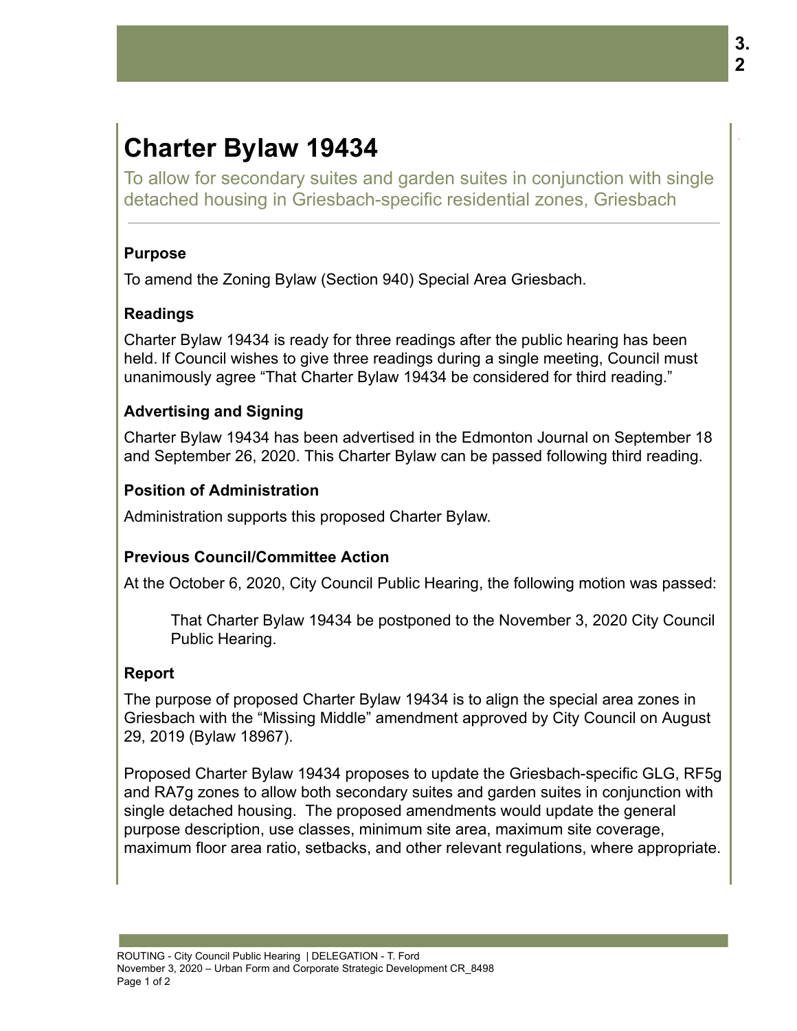# Charter Bylaw 19434

To allow for secondary suites and garden suites in conjunction with single detached housing in Griesbach-specific residential zones, Griesbach

## Purpose

To amend the Zoning Bylaw (Section 940) Special Area Griesbach.

## Readings

Charter Bylaw 19434 is ready for three readings after the public hearing has been held. If Council wishes to give three readings during a single meeting, Council must unanimously agree "That Charter Bylaw 19434 be considered for third reading."

## Advertising and Signing

Charter Bylaw 19434 has been advertised in the Edmonton Journal on September 18 and September 26, 2020. This Charter Bylaw can be passed following third reading.

## Position of Administration

Administration supports this proposed Charter Bylaw.

## Previous Council/Committee Action

At the October 6, 2020, City Council Public Hearing, the following motion was passed:

> That Charter Bylaw 19434 be postponed to the November 3, 2020 City Council Public Hearing.

## Report

The purpose of proposed Charter Bylaw 19434 is to align the special area zones in Griesbach with the "Missing Middle" amendment approved by City Council on August 29, 2019 (Bylaw 18967).

Proposed Charter Bylaw 19434 proposes to update the Griesbach-specific GLG, RF5g and RA7g zones to allow both secondary suites and garden suites in conjunction with single detached housing. The proposed amendments would update the general purpose description, use classes, minimum site area, maximum site coverage, maximum floor area ratio, setbacks, and other relevant regulations, where appropriate.

ROUTING - City Council Public Hearing | DELEGATION - T. Ford
November 3, 2020 – Urban Form and Corporate Strategic Development CR_8498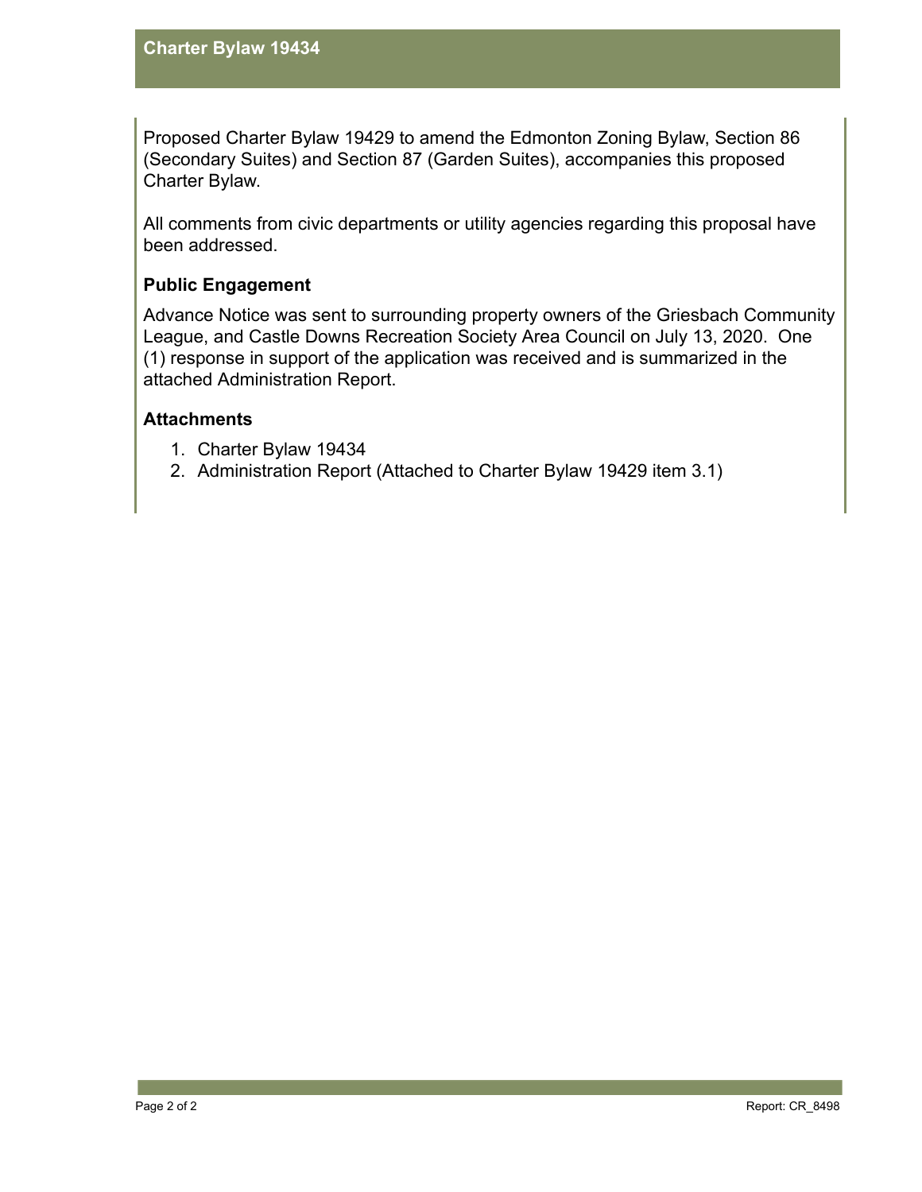Proposed Charter Bylaw 19429 to amend the Edmonton Zoning Bylaw, Section 86 (Secondary Suites) and Section 87 (Garden Suites), accompanies this proposed Charter Bylaw.

All comments from civic departments or utility agencies regarding this proposal have been addressed.

### Public Engagement

Advance Notice was sent to surrounding property owners of the Griesbach Community League, and Castle Downs Recreation Society Area Council on July 13, 2020. One (1) response in support of the application was received and is summarized in the attached Administration Report.

### Attachments

1. Charter Bylaw 19434
2. Administration Report (Attached to Charter Bylaw 19429 item 3.1)